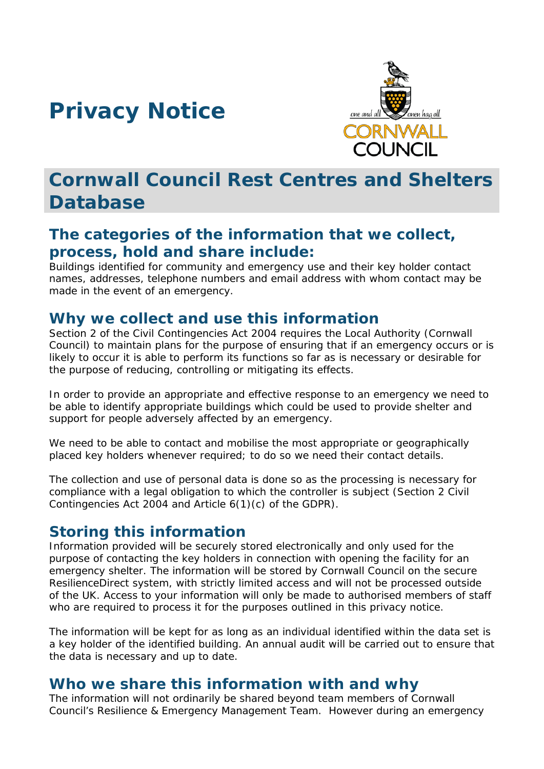# Privacy Notice

## Cornwall Council Rest Centres and Shelters Database

### The categories of the information that we collect, process, hold and share include:

Buildings identified for community and emergency use and their key holder contact names, addresses, telephone numbers and email address with whom contact may be made in the event of an emergency.

### Why we collect and use this information

Section 2 of the Civil Contingencies Act 2004 requires the Local Authority (Cornwall Council) to maintain plans for the purpose of ensuring that if an emergency occurs or is likely to occur it is able to perform its functions so far as is necessary or desirable for the purpose of reducing, controlling or mitigating its effects.

In order to provide an appropriate and effective response to an emergency we need to be able to identify appropriate buildings which could be used to provide shelter and support for people adversely affected by an emergency.

We need to be able to contact and mobilise the most appropriate or geographically placed key holders whenever required; to do so we need their contact details.

The collection and use of personal data is done so as the processing is necessary for compliance with a legal obligation to which the controller is subject (Section 2 Civil Contingencies Act 2004 and Article 6(1)(c) of the GDPR).

### Storing this information

Information provided will be securely stored electronically and only used for the purpose of contacting the key holders in connection with opening the facility for an emergency shelter. The information will be stored by Cornwall Council on the secure ResilienceDirect system, with strictly limited access and will not be processed outside of the UK. Access to your information will only be made to authorised members of staff who are required to process it for the purposes outlined in this privacy notice.

The information will be kept for as long as an individual identified within the data set is a key holder of the identified building. An annual audit will be carried out to ensure that the data is necessary and up to date.

### Who we share this information with and why

The information will not ordinarily be shared beyond team members of Cornwall Council's Resilience & Emergency Management Team. However during an emergency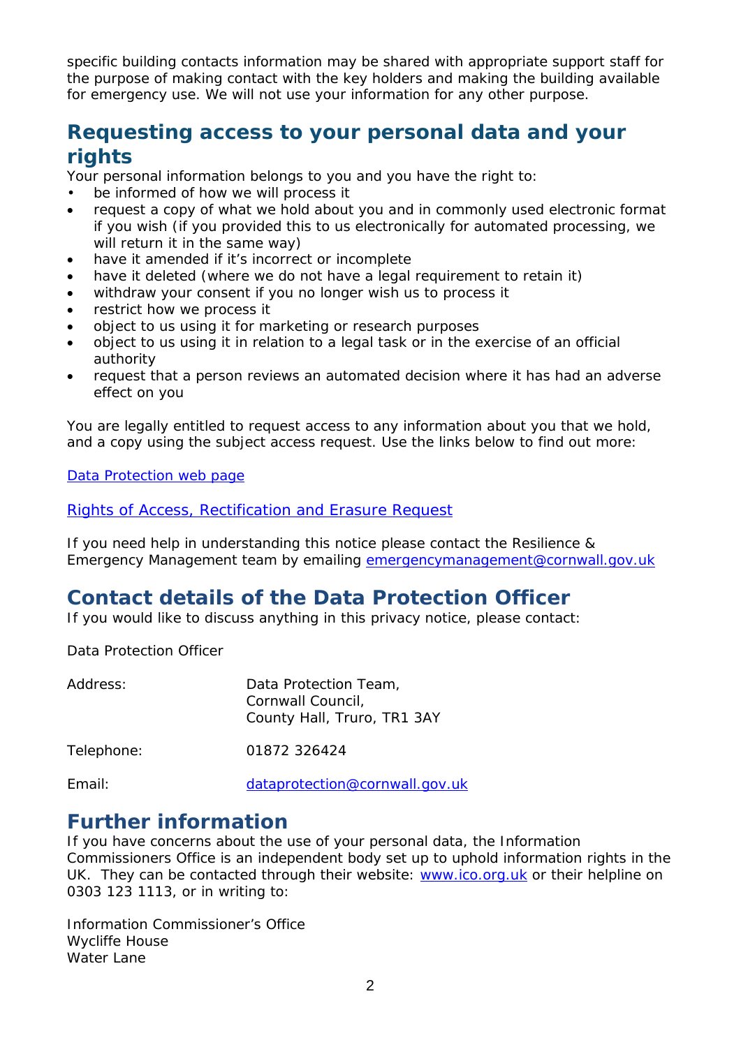specific building contacts information may be shared with appropriate support staff for the purpose of making contact with the key holders and making the building available for emergency use. We will not use your information for any other purpose.

## Requesting access to your personal data and your rights

Your personal information belongs to you and you have the right to:

- be informed of how we will process it
- request a copy of what we hold about you and in commonly used electronic format if you wish (if you provided this to us electronically for automated processing, we will return it in the same way)
- have it amended if it's incorrect or incomplete
- have it deleted (where we do not have a legal requirement to retain it)
- withdraw your consent if you no longer wish us to process it
- restrict how we process it
- object to us using it for marketing or research purposes
- object to us using it in relation to a legal task or in the exercise of an official authority
- request that a person reviews an automated decision where it has had an adverse effect on you

You are legally entitled to request access to any information about you that we hold, and a copy using the subject access request. Use the links below to find out more:

Data Protection web page

Rights of Access, Rectification and Erasure Request

If you need help in understanding this notice please contact the Resilience & Emergency Management team by emailing emergencymanagement@cornwall.gov.uk

## Contact details of the Data Protection Officer

If you would like to discuss anything in this privacy notice, please contact:

Data Protection Officer

| | |
|---|---|
| Address: | Data Protection Team,<br>Cornwall Council,<br>County Hall, Truro, TR1 3AY |
| Telephone: | 01872 326424 |
| Email: | dataprotection@cornwall.gov.uk |

## Further information

If you have concerns about the use of your personal data, the Information Commissioners Office is an independent body set up to uphold information rights in the UK. They can be contacted through their website: www.ico.org.uk or their helpline on 0303 123 1113, or in writing to:

Information Commissioner's Office
Wycliffe House
Water Lane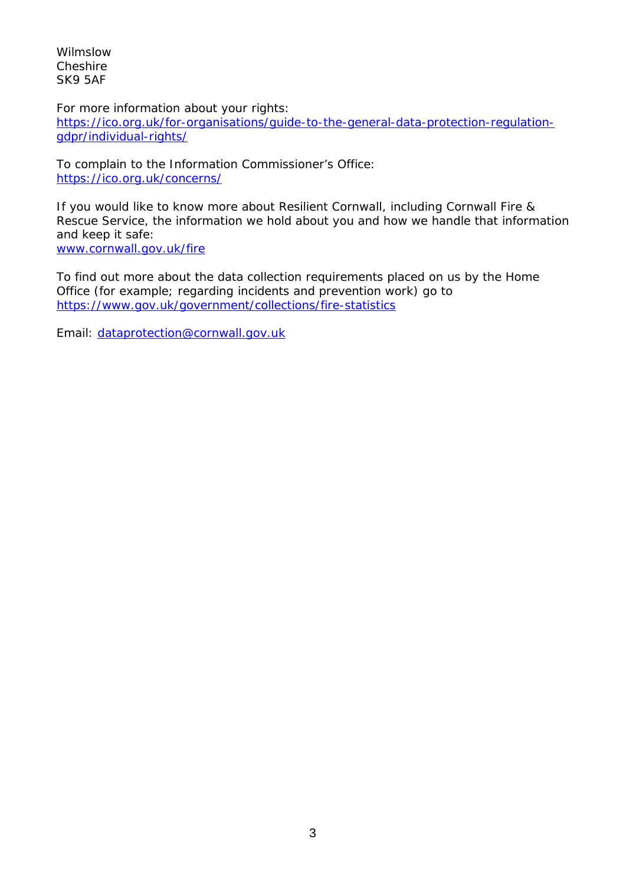Wilmslow
Cheshire
SK9 5AF

For more information about your rights:
https://ico.org.uk/for-organisations/guide-to-the-general-data-protection-regulation-gdpr/individual-rights/

To complain to the Information Commissioner's Office:
https://ico.org.uk/concerns/

If you would like to know more about Resilient Cornwall, including Cornwall Fire & Rescue Service, the information we hold about you and how we handle that information and keep it safe:
www.cornwall.gov.uk/fire

To find out more about the data collection requirements placed on us by the Home Office (for example; regarding incidents and prevention work) go to
https://www.gov.uk/government/collections/fire-statistics

Email: dataprotection@cornwall.gov.uk